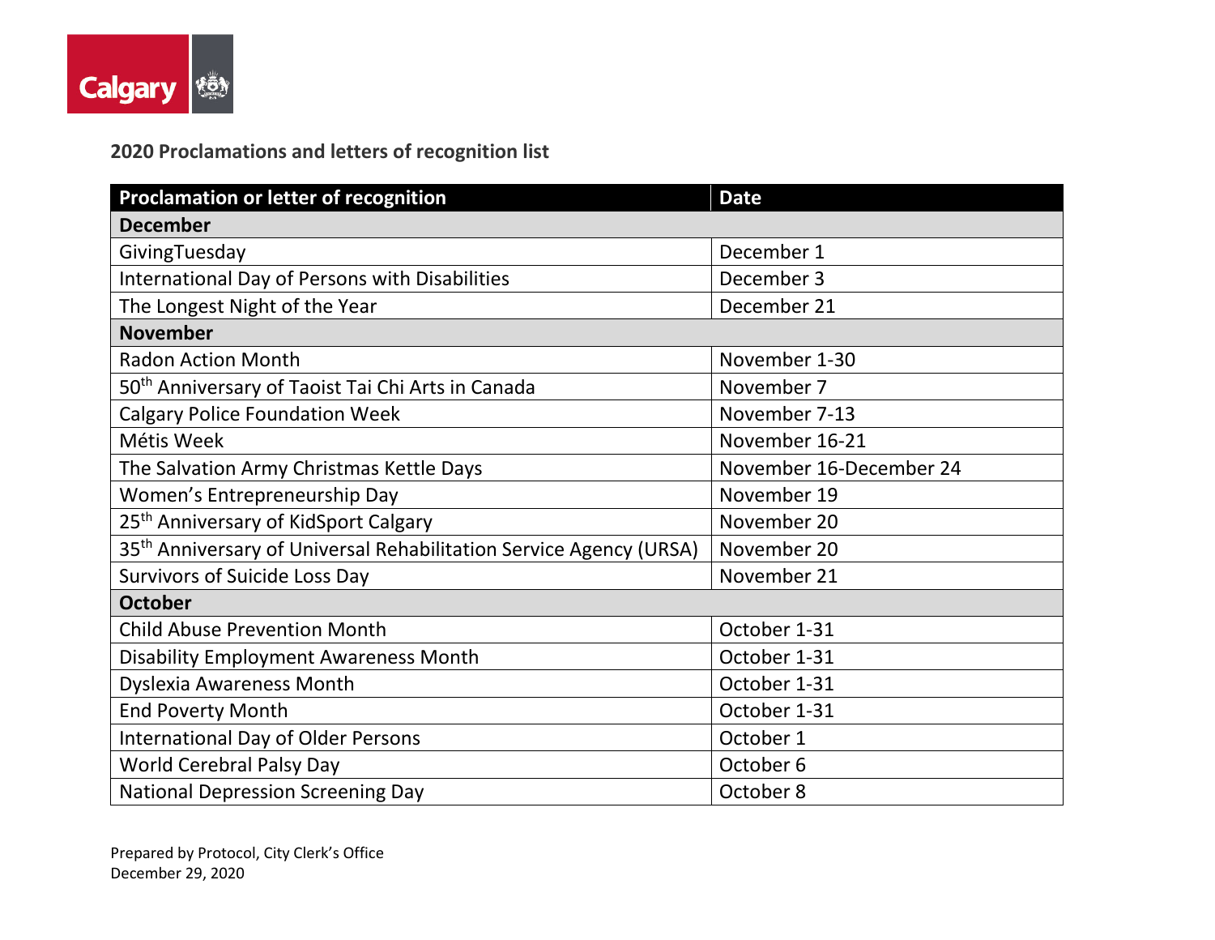Calgary

## 2020 Proclamations and letters of recognition list

| Proclamation or letter of recognition | Date |
|---|---|
| **December** | |
| GivingTuesday | December 1 |
| International Day of Persons with Disabilities | December 3 |
| The Longest Night of the Year | December 21 |
| **November** | |
| Radon Action Month | November 1-30 |
| 50th Anniversary of Taoist Tai Chi Arts in Canada | November 7 |
| Calgary Police Foundation Week | November 7-13 |
| Métis Week | November 16-21 |
| The Salvation Army Christmas Kettle Days | November 16-December 24 |
| Women's Entrepreneurship Day | November 19 |
| 25th Anniversary of KidSport Calgary | November 20 |
| 35th Anniversary of Universal Rehabilitation Service Agency (URSA) | November 20 |
| Survivors of Suicide Loss Day | November 21 |
| **October** | |
| Child Abuse Prevention Month | October 1-31 |
| Disability Employment Awareness Month | October 1-31 |
| Dyslexia Awareness Month | October 1-31 |
| End Poverty Month | October 1-31 |
| International Day of Older Persons | October 1 |
| World Cerebral Palsy Day | October 6 |
| National Depression Screening Day | October 8 |

Prepared by Protocol, City Clerk's Office
December 29, 2020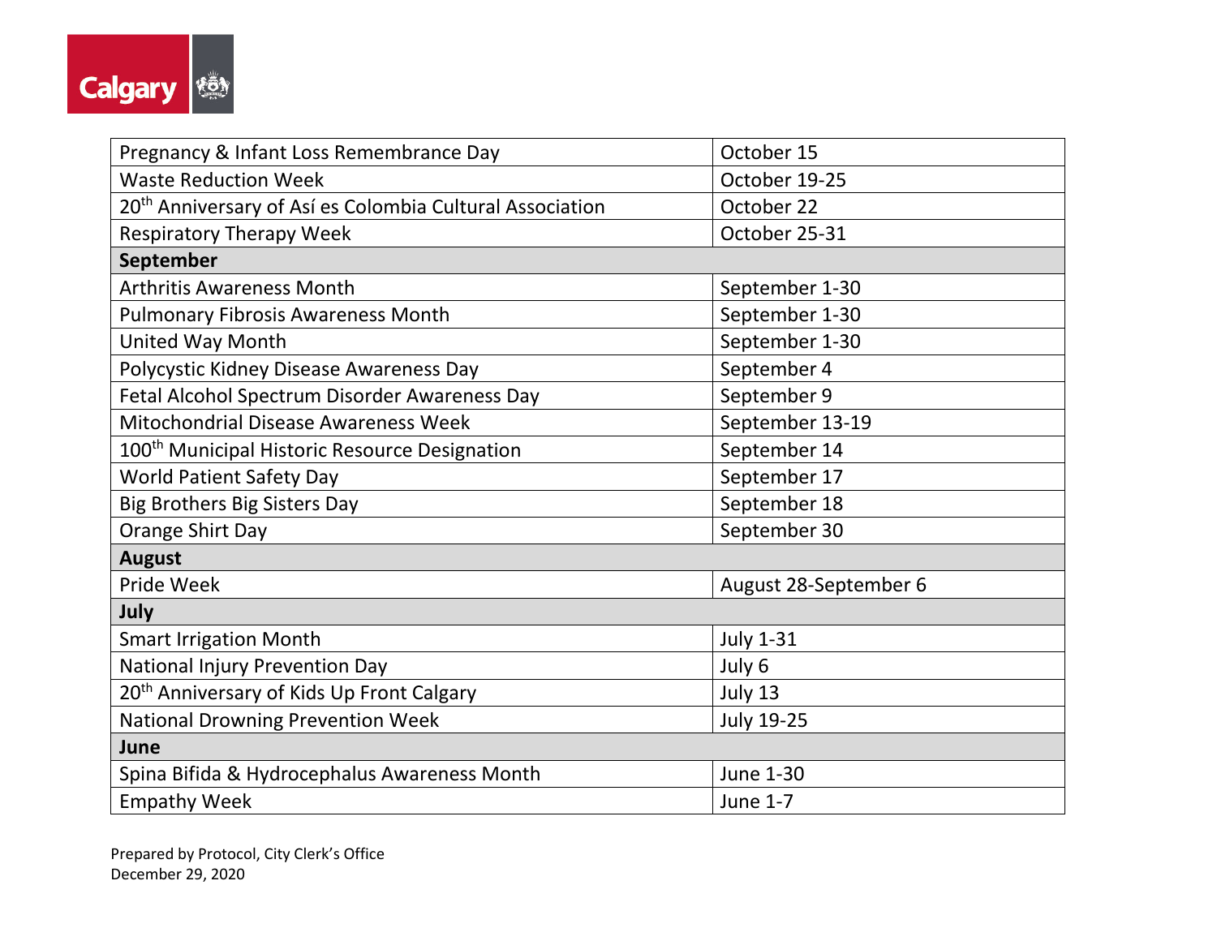| | |
|---|---|
| Pregnancy & Infant Loss Remembrance Day | October 15 |
| Waste Reduction Week | October 19-25 |
| 20th Anniversary of Así es Colombia Cultural Association | October 22 |
| Respiratory Therapy Week | October 25-31 |
| **September** | |
| Arthritis Awareness Month | September 1-30 |
| Pulmonary Fibrosis Awareness Month | September 1-30 |
| United Way Month | September 1-30 |
| Polycystic Kidney Disease Awareness Day | September 4 |
| Fetal Alcohol Spectrum Disorder Awareness Day | September 9 |
| Mitochondrial Disease Awareness Week | September 13-19 |
| 100th Municipal Historic Resource Designation | September 14 |
| World Patient Safety Day | September 17 |
| Big Brothers Big Sisters Day | September 18 |
| Orange Shirt Day | September 30 |
| **August** | |
| Pride Week | August 28-September 6 |
| **July** | |
| Smart Irrigation Month | July 1-31 |
| National Injury Prevention Day | July 6 |
| 20th Anniversary of Kids Up Front Calgary | July 13 |
| National Drowning Prevention Week | July 19-25 |
| **June** | |
| Spina Bifida & Hydrocephalus Awareness Month | June 1-30 |
| Empathy Week | June 1-7 |

Prepared by Protocol, City Clerk's Office
December 29, 2020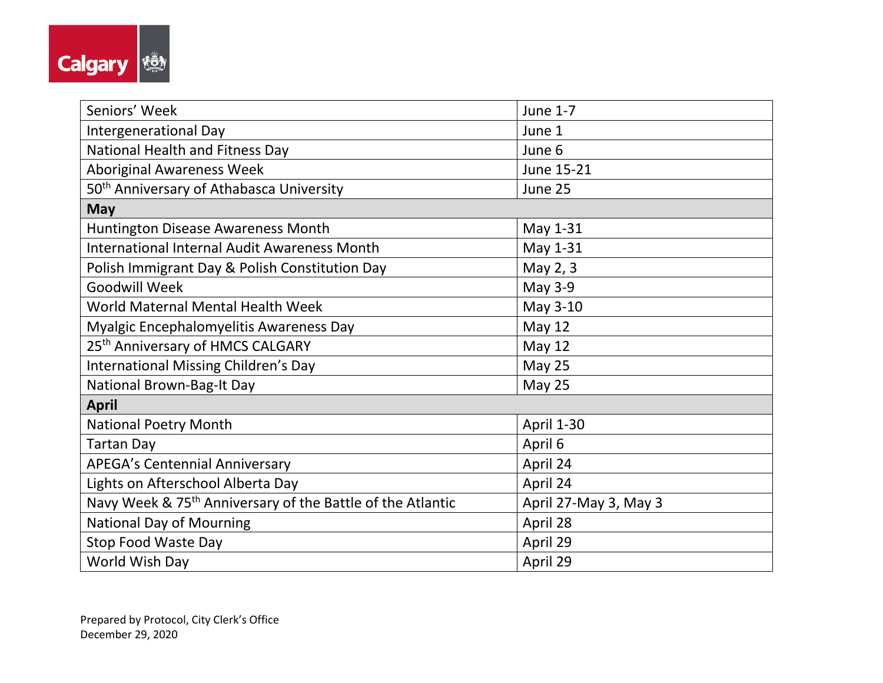| | |
|---|---|
| Seniors' Week | June 1-7 |
| Intergenerational Day | June 1 |
| National Health and Fitness Day | June 6 |
| Aboriginal Awareness Week | June 15-21 |
| 50th Anniversary of Athabasca University | June 25 |
| **May** | |
| Huntington Disease Awareness Month | May 1-31 |
| International Internal Audit Awareness Month | May 1-31 |
| Polish Immigrant Day & Polish Constitution Day | May 2, 3 |
| Goodwill Week | May 3-9 |
| World Maternal Mental Health Week | May 3-10 |
| Myalgic Encephalomyelitis Awareness Day | May 12 |
| 25th Anniversary of HMCS CALGARY | May 12 |
| International Missing Children's Day | May 25 |
| National Brown-Bag-It Day | May 25 |
| **April** | |
| National Poetry Month | April 1-30 |
| Tartan Day | April 6 |
| APEGA's Centennial Anniversary | April 24 |
| Lights on Afterschool Alberta Day | April 24 |
| Navy Week & 75th Anniversary of the Battle of the Atlantic | April 27-May 3, May 3 |
| National Day of Mourning | April 28 |
| Stop Food Waste Day | April 29 |
| World Wish Day | April 29 |

Prepared by Protocol, City Clerk's Office
December 29, 2020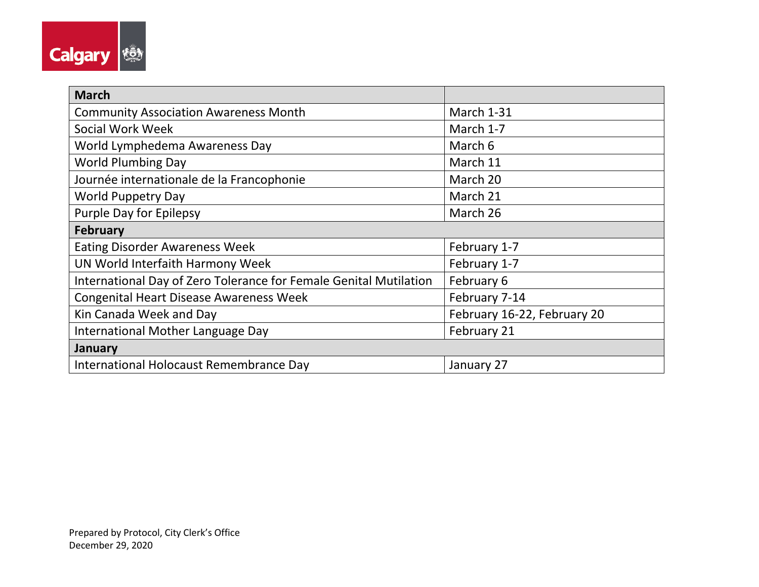| March | |
|---|---|
| Community Association Awareness Month | March 1-31 |
| Social Work Week | March 1-7 |
| World Lymphedema Awareness Day | March 6 |
| World Plumbing Day | March 11 |
| Journée internationale de la Francophonie | March 20 |
| World Puppetry Day | March 21 |
| Purple Day for Epilepsy | March 26 |
| **February** | |
| Eating Disorder Awareness Week | February 1-7 |
| UN World Interfaith Harmony Week | February 1-7 |
| International Day of Zero Tolerance for Female Genital Mutilation | February 6 |
| Congenital Heart Disease Awareness Week | February 7-14 |
| Kin Canada Week and Day | February 16-22, February 20 |
| International Mother Language Day | February 21 |
| **January** | |
| International Holocaust Remembrance Day | January 27 |

Prepared by Protocol, City Clerk's Office
December 29, 2020